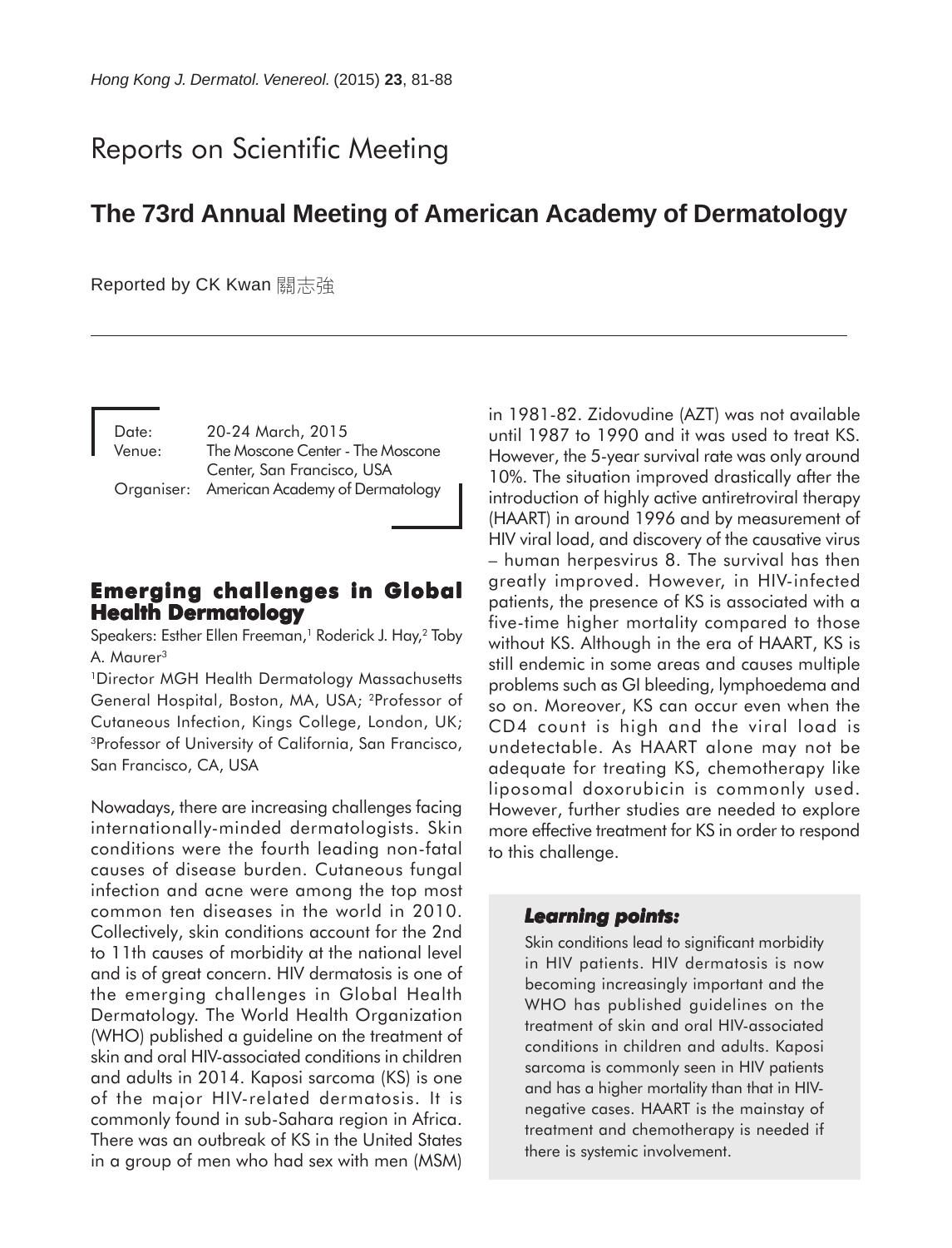# Reports on Scientific Meeting

## The 73rd Annual Meeting of American Academy of Dermatology

Reported by CK Kwan 關志強

Date: 20-24 March, 2015
Venue: The Moscone Center - The Moscone Center, San Francisco, USA
Organiser: American Academy of Dermatology

### Emerging challenges in Global Health Dermatology

Speakers: Esther Ellen Freeman,[1] Roderick J. Hay,[2] Toby A. Maurer[3]

[1]Director MGH Health Dermatology Massachusetts General Hospital, Boston, MA, USA; [2]Professor of Cutaneous Infection, Kings College, London, UK; [3]Professor of University of California, San Francisco, San Francisco, CA, USA

Nowadays, there are increasing challenges facing internationally-minded dermatologists. Skin conditions were the fourth leading non-fatal causes of disease burden. Cutaneous fungal infection and acne were among the top most common ten diseases in the world in 2010. Collectively, skin conditions account for the 2nd to 11th causes of morbidity at the national level and is of great concern. HIV dermatosis is one of the emerging challenges in Global Health Dermatology. The World Health Organization (WHO) published a guideline on the treatment of skin and oral HIV-associated conditions in children and adults in 2014. Kaposi sarcoma (KS) is one of the major HIV-related dermatosis. It is commonly found in sub-Sahara region in Africa. There was an outbreak of KS in the United States in a group of men who had sex with men (MSM) in 1981-82. Zidovudine (AZT) was not available until 1987 to 1990 and it was used to treat KS. However, the 5-year survival rate was only around 10%. The situation improved drastically after the introduction of highly active antiretroviral therapy (HAART) in around 1996 and by measurement of HIV viral load, and discovery of the causative virus – human herpesvirus 8. The survival has then greatly improved. However, in HIV-infected patients, the presence of KS is associated with a five-time higher mortality compared to those without KS. Although in the era of HAART, KS is still endemic in some areas and causes multiple problems such as GI bleeding, lymphoedema and so on. Moreover, KS can occur even when the CD4 count is high and the viral load is undetectable. As HAART alone may not be adequate for treating KS, chemotherapy like liposomal doxorubicin is commonly used. However, further studies are needed to explore more effective treatment for KS in order to respond to this challenge.

> ***Learning points:***
>
> Skin conditions lead to significant morbidity in HIV patients. HIV dermatosis is now becoming increasingly important and the WHO has published guidelines on the treatment of skin and oral HIV-associated conditions in children and adults. Kaposi sarcoma is commonly seen in HIV patients and has a higher mortality than that in HIV-negative cases. HAART is the mainstay of treatment and chemotherapy is needed if there is systemic involvement.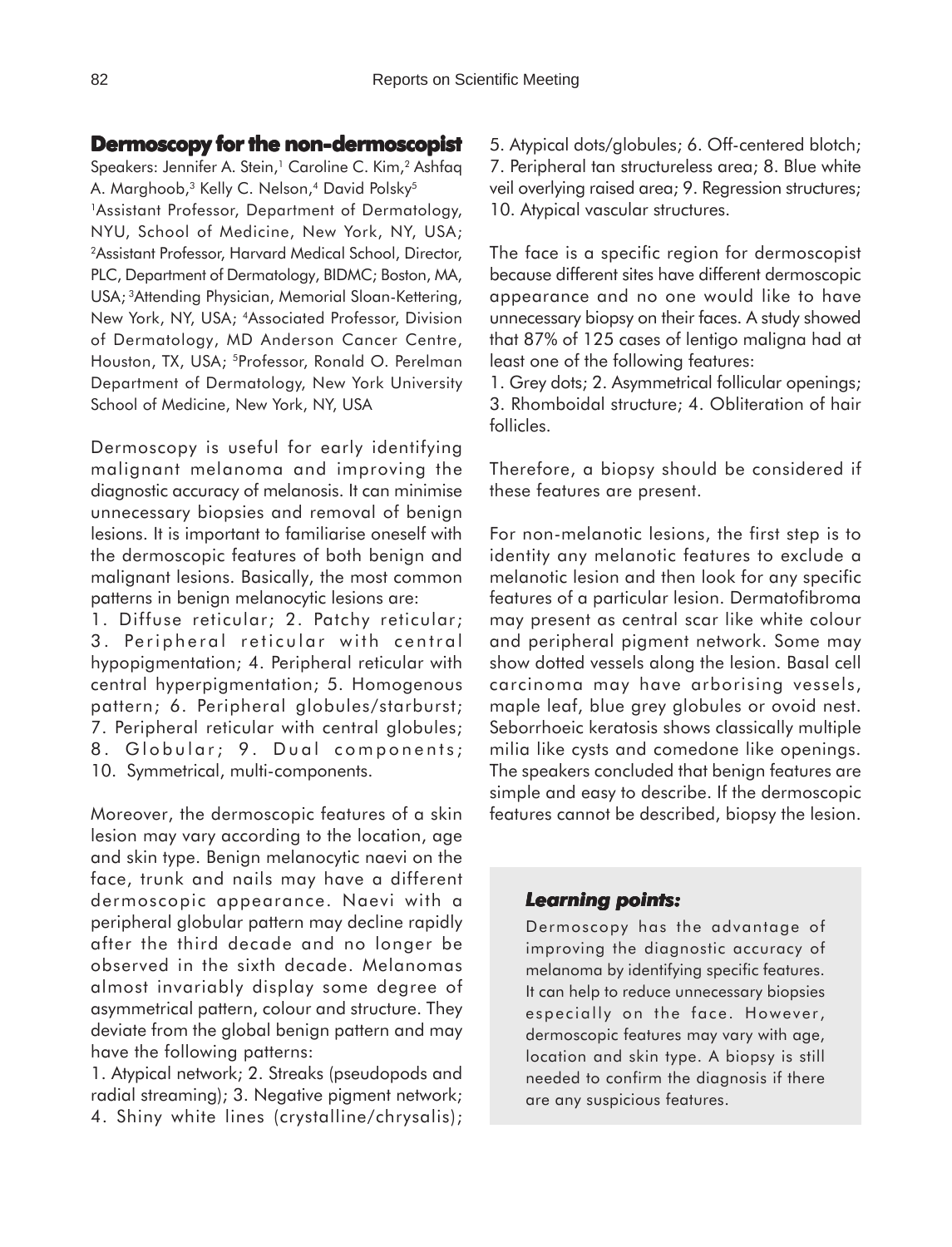## Dermoscopy for the non-dermoscopist

Speakers: Jennifer A. Stein,[1] Caroline C. Kim,[2] Ashfaq A. Marghoob,[3] Kelly C. Nelson,[4] David Polsky[5]

[1]Assistant Professor, Department of Dermatology, NYU, School of Medicine, New York, NY, USA; [2]Assistant Professor, Harvard Medical School, Director, PLC, Department of Dermatology, BIDMC; Boston, MA, USA; [3]Attending Physician, Memorial Sloan-Kettering, New York, NY, USA; [4]Associated Professor, Division of Dermatology, MD Anderson Cancer Centre, Houston, TX, USA; [5]Professor, Ronald O. Perelman Department of Dermatology, New York University School of Medicine, New York, NY, USA

Dermoscopy is useful for early identifying malignant melanoma and improving the diagnostic accuracy of melanosis. It can minimise unnecessary biopsies and removal of benign lesions. It is important to familiarise oneself with the dermoscopic features of both benign and malignant lesions. Basically, the most common patterns in benign melanocytic lesions are:

1. Diffuse reticular; 2. Patchy reticular; 3. Peripheral reticular with central hypopigmentation; 4. Peripheral reticular with central hyperpigmentation; 5. Homogenous pattern; 6. Peripheral globules/starburst; 7. Peripheral reticular with central globules; 8. Globular; 9. Dual components; 10. Symmetrical, multi-components.

Moreover, the dermoscopic features of a skin lesion may vary according to the location, age and skin type. Benign melanocytic naevi on the face, trunk and nails may have a different dermoscopic appearance. Naevi with a peripheral globular pattern may decline rapidly after the third decade and no longer be observed in the sixth decade. Melanomas almost invariably display some degree of asymmetrical pattern, colour and structure. They deviate from the global benign pattern and may have the following patterns:

1. Atypical network; 2. Streaks (pseudopods and radial streaming); 3. Negative pigment network; 4. Shiny white lines (crystalline/chrysalis); 5. Atypical dots/globules; 6. Off-centered blotch; 7. Peripheral tan structureless area; 8. Blue white veil overlying raised area; 9. Regression structures; 10. Atypical vascular structures.

The face is a specific region for dermoscopist because different sites have different dermoscopic appearance and no one would like to have unnecessary biopsy on their faces. A study showed that 87% of 125 cases of lentigo maligna had at least one of the following features:

1. Grey dots; 2. Asymmetrical follicular openings; 3. Rhomboidal structure; 4. Obliteration of hair follicles.

Therefore, a biopsy should be considered if these features are present.

For non-melanotic lesions, the first step is to identity any melanotic features to exclude a melanotic lesion and then look for any specific features of a particular lesion. Dermatofibroma may present as central scar like white colour and peripheral pigment network. Some may show dotted vessels along the lesion. Basal cell carcinoma may have arborising vessels, maple leaf, blue grey globules or ovoid nest. Seborrhoeic keratosis shows classically multiple milia like cysts and comedone like openings. The speakers concluded that benign features are simple and easy to describe. If the dermoscopic features cannot be described, biopsy the lesion.

> ***Learning points:***
>
> Dermoscopy has the advantage of improving the diagnostic accuracy of melanoma by identifying specific features. It can help to reduce unnecessary biopsies especially on the face. However, dermoscopic features may vary with age, location and skin type. A biopsy is still needed to confirm the diagnosis if there are any suspicious features.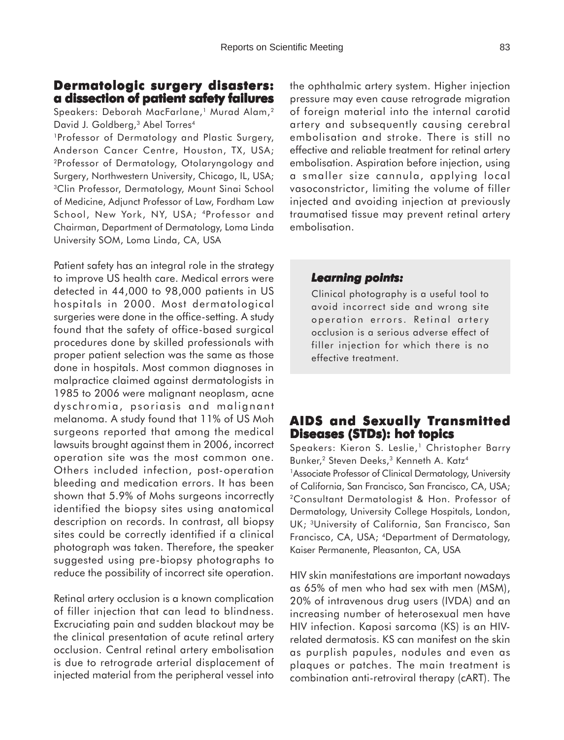## Dermatologic surgery disasters: a dissection of patient safety failures

Speakers: Deborah MacFarlane,[1] Murad Alam,[2] David J. Goldberg,[3] Abel Torres[4]

[1]Professor of Dermatology and Plastic Surgery, Anderson Cancer Centre, Houston, TX, USA; [2]Professor of Dermatology, Otolaryngology and Surgery, Northwestern University, Chicago, IL, USA; [3]Clin Professor, Dermatology, Mount Sinai School of Medicine, Adjunct Professor of Law, Fordham Law School, New York, NY, USA; [4]Professor and Chairman, Department of Dermatology, Loma Linda University SOM, Loma Linda, CA, USA

Patient safety has an integral role in the strategy to improve US health care. Medical errors were detected in 44,000 to 98,000 patients in US hospitals in 2000. Most dermatological surgeries were done in the office-setting. A study found that the safety of office-based surgical procedures done by skilled professionals with proper patient selection was the same as those done in hospitals. Most common diagnoses in malpractice claimed against dermatologists in 1985 to 2006 were malignant neoplasm, acne dyschromia, psoriasis and malignant melanoma. A study found that 11% of US Moh surgeons reported that among the medical lawsuits brought against them in 2006, incorrect operation site was the most common one. Others included infection, post-operation bleeding and medication errors. It has been shown that 5.9% of Mohs surgeons incorrectly identified the biopsy sites using anatomical description on records. In contrast, all biopsy sites could be correctly identified if a clinical photograph was taken. Therefore, the speaker suggested using pre-biopsy photographs to reduce the possibility of incorrect site operation.

Retinal artery occlusion is a known complication of filler injection that can lead to blindness. Excruciating pain and sudden blackout may be the clinical presentation of acute retinal artery occlusion. Central retinal artery embolisation is due to retrograde arterial displacement of injected material from the peripheral vessel into the ophthalmic artery system. Higher injection pressure may even cause retrograde migration of foreign material into the internal carotid artery and subsequently causing cerebral embolisation and stroke. There is still no effective and reliable treatment for retinal artery embolisation. Aspiration before injection, using a smaller size cannula, applying local vasoconstrictor, limiting the volume of filler injected and avoiding injection at previously traumatised tissue may prevent retinal artery embolisation.

> ***Learning points:***
>
> Clinical photography is a useful tool to avoid incorrect side and wrong site operation errors. Retinal artery occlusion is a serious adverse effect of filler injection for which there is no effective treatment.

## AIDS and Sexually Transmitted Diseases (STDs): hot topics

Speakers: Kieron S. Leslie,[1] Christopher Barry Bunker,[2] Steven Deeks,[3] Kenneth A. Katz[4]

[1]Associate Professor of Clinical Dermatology, University of California, San Francisco, San Francisco, CA, USA; [2]Consultant Dermatologist & Hon. Professor of Dermatology, University College Hospitals, London, UK; [3]University of California, San Francisco, San Francisco, CA, USA; [4]Department of Dermatology, Kaiser Permanente, Pleasanton, CA, USA

HIV skin manifestations are important nowadays as 65% of men who had sex with men (MSM), 20% of intravenous drug users (IVDA) and an increasing number of heterosexual men have HIV infection. Kaposi sarcoma (KS) is an HIV-related dermatosis. KS can manifest on the skin as purplish papules, nodules and even as plaques or patches. The main treatment is combination anti-retroviral therapy (cART). The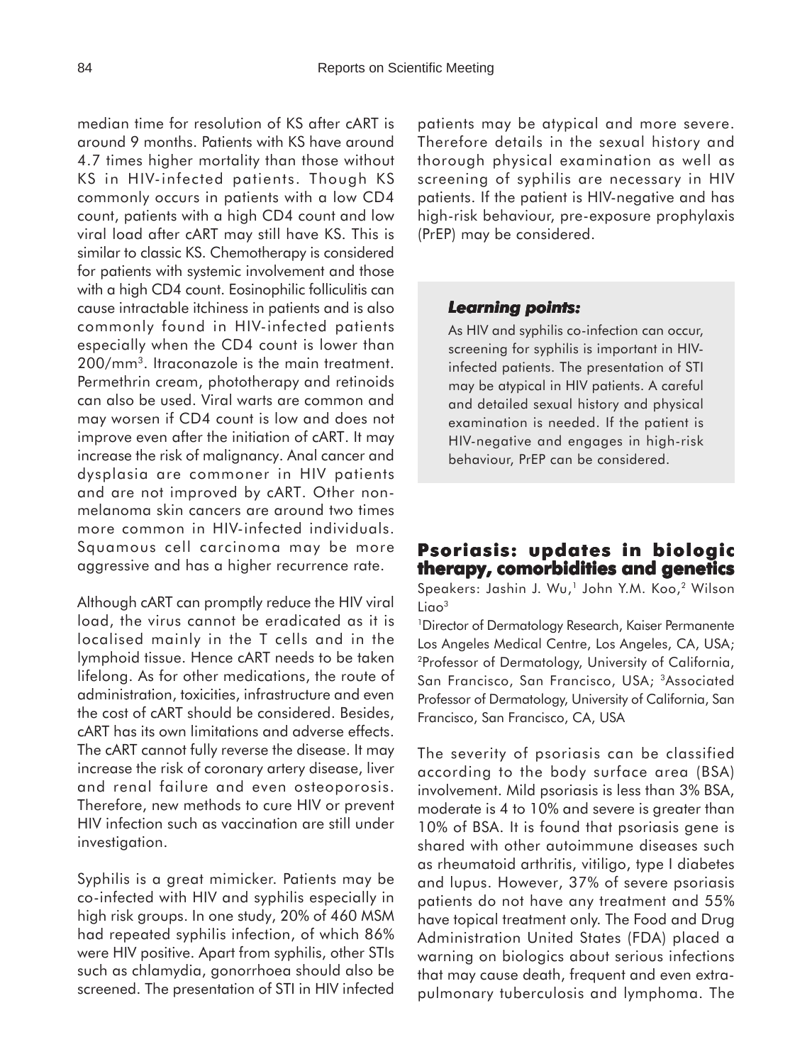median time for resolution of KS after cART is around 9 months. Patients with KS have around 4.7 times higher mortality than those without KS in HIV-infected patients. Though KS commonly occurs in patients with a low CD4 count, patients with a high CD4 count and low viral load after cART may still have KS. This is similar to classic KS. Chemotherapy is considered for patients with systemic involvement and those with a high CD4 count. Eosinophilic folliculitis can cause intractable itchiness in patients and is also commonly found in HIV-infected patients especially when the CD4 count is lower than 200/mm$^3$. Itraconazole is the main treatment. Permethrin cream, phototherapy and retinoids can also be used. Viral warts are common and may worsen if CD4 count is low and does not improve even after the initiation of cART. It may increase the risk of malignancy. Anal cancer and dysplasia are commoner in HIV patients and are not improved by cART. Other non-melanoma skin cancers are around two times more common in HIV-infected individuals. Squamous cell carcinoma may be more aggressive and has a higher recurrence rate.

Although cART can promptly reduce the HIV viral load, the virus cannot be eradicated as it is localised mainly in the T cells and in the lymphoid tissue. Hence cART needs to be taken lifelong. As for other medications, the route of administration, toxicities, infrastructure and even the cost of cART should be considered. Besides, cART has its own limitations and adverse effects. The cART cannot fully reverse the disease. It may increase the risk of coronary artery disease, liver and renal failure and even osteoporosis. Therefore, new methods to cure HIV or prevent HIV infection such as vaccination are still under investigation.

Syphilis is a great mimicker. Patients may be co-infected with HIV and syphilis especially in high risk groups. In one study, 20% of 460 MSM had repeated syphilis infection, of which 86% were HIV positive. Apart from syphilis, other STIs such as chlamydia, gonorrhoea should also be screened. The presentation of STI in HIV infected patients may be atypical and more severe. Therefore details in the sexual history and thorough physical examination as well as screening of syphilis are necessary in HIV patients. If the patient is HIV-negative and has high-risk behaviour, pre-exposure prophylaxis (PrEP) may be considered.

> ***Learning points:***
>
> As HIV and syphilis co-infection can occur, screening for syphilis is important in HIV-infected patients. The presentation of STI may be atypical in HIV patients. A careful and detailed sexual history and physical examination is needed. If the patient is HIV-negative and engages in high-risk behaviour, PrEP can be considered.

## Psoriasis: updates in biologic therapy, comorbidities and genetics

Speakers: Jashin J. Wu,[1] John Y.M. Koo,[2] Wilson Liao[3]

[1]Director of Dermatology Research, Kaiser Permanente Los Angeles Medical Centre, Los Angeles, CA, USA; [2]Professor of Dermatology, University of California, San Francisco, San Francisco, USA; [3]Associated Professor of Dermatology, University of California, San Francisco, San Francisco, CA, USA

The severity of psoriasis can be classified according to the body surface area (BSA) involvement. Mild psoriasis is less than 3% BSA, moderate is 4 to 10% and severe is greater than 10% of BSA. It is found that psoriasis gene is shared with other autoimmune diseases such as rheumatoid arthritis, vitiligo, type I diabetes and lupus. However, 37% of severe psoriasis patients do not have any treatment and 55% have topical treatment only. The Food and Drug Administration United States (FDA) placed a warning on biologics about serious infections that may cause death, frequent and even extra-pulmonary tuberculosis and lymphoma. The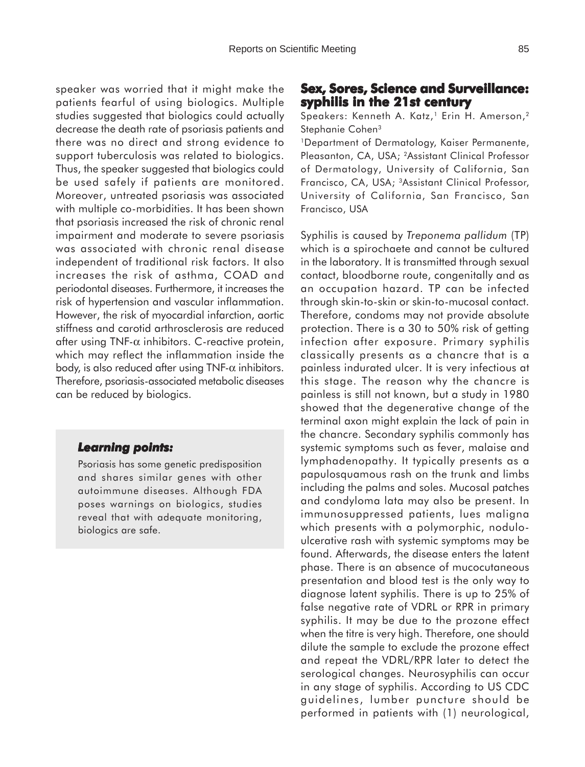speaker was worried that it might make the patients fearful of using biologics. Multiple studies suggested that biologics could actually decrease the death rate of psoriasis patients and there was no direct and strong evidence to support tuberculosis was related to biologics. Thus, the speaker suggested that biologics could be used safely if patients are monitored. Moreover, untreated psoriasis was associated with multiple co-morbidities. It has been shown that psoriasis increased the risk of chronic renal impairment and moderate to severe psoriasis was associated with chronic renal disease independent of traditional risk factors. It also increases the risk of asthma, COAD and periodontal diseases. Furthermore, it increases the risk of hypertension and vascular inflammation. However, the risk of myocardial infarction, aortic stiffness and carotid arthrosclerosis are reduced after using TNF-$\alpha$ inhibitors. C-reactive protein, which may reflect the inflammation inside the body, is also reduced after using TNF-$\alpha$ inhibitors. Therefore, psoriasis-associated metabolic diseases can be reduced by biologics.

> ***Learning points:***
>
> Psoriasis has some genetic predisposition and shares similar genes with other autoimmune diseases. Although FDA poses warnings on biologics, studies reveal that with adequate monitoring, biologics are safe.

## Sex, Sores, Science and Surveillance: syphilis in the 21st century

Speakers: Kenneth A. Katz,[1] Erin H. Amerson,[2] Stephanie Cohen[3]

[1]Department of Dermatology, Kaiser Permanente, Pleasanton, CA, USA; [2]Assistant Clinical Professor of Dermatology, University of California, San Francisco, CA, USA; [3]Assistant Clinical Professor, University of California, San Francisco, San Francisco, USA

Syphilis is caused by *Treponema pallidum* (TP) which is a spirochaete and cannot be cultured in the laboratory. It is transmitted through sexual contact, bloodborne route, congenitally and as an occupation hazard. TP can be infected through skin-to-skin or skin-to-mucosal contact. Therefore, condoms may not provide absolute protection. There is a 30 to 50% risk of getting infection after exposure. Primary syphilis classically presents as a chancre that is a painless indurated ulcer. It is very infectious at this stage. The reason why the chancre is painless is still not known, but a study in 1980 showed that the degenerative change of the terminal axon might explain the lack of pain in the chancre. Secondary syphilis commonly has systemic symptoms such as fever, malaise and lymphadenopathy. It typically presents as a papulosquamous rash on the trunk and limbs including the palms and soles. Mucosal patches and condyloma lata may also be present. In immunosuppressed patients, lues maligna which presents with a polymorphic, nodulo-ulcerative rash with systemic symptoms may be found. Afterwards, the disease enters the latent phase. There is an absence of mucocutaneous presentation and blood test is the only way to diagnose latent syphilis. There is up to 25% of false negative rate of VDRL or RPR in primary syphilis. It may be due to the prozone effect when the titre is very high. Therefore, one should dilute the sample to exclude the prozone effect and repeat the VDRL/RPR later to detect the serological changes. Neurosyphilis can occur in any stage of syphilis. According to US CDC guidelines, lumber puncture should be performed in patients with (1) neurological,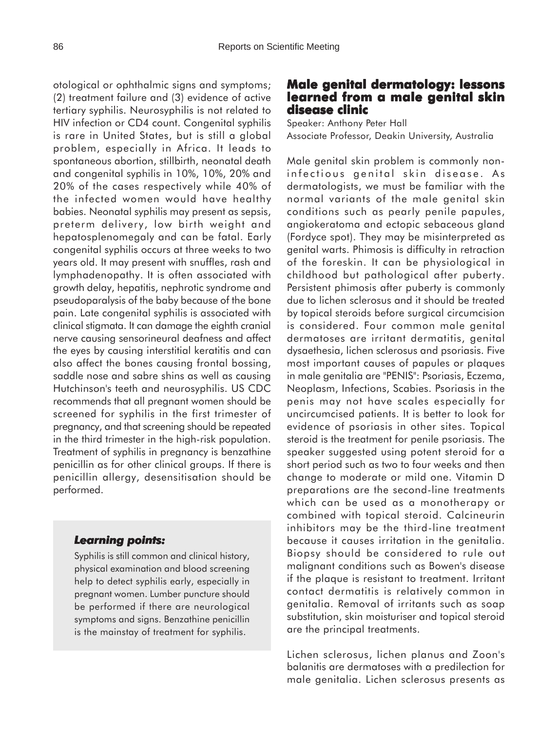otological or ophthalmic signs and symptoms; (2) treatment failure and (3) evidence of active tertiary syphilis. Neurosyphilis is not related to HIV infection or CD4 count. Congenital syphilis is rare in United States, but is still a global problem, especially in Africa. It leads to spontaneous abortion, stillbirth, neonatal death and congenital syphilis in 10%, 10%, 20% and 20% of the cases respectively while 40% of the infected women would have healthy babies. Neonatal syphilis may present as sepsis, preterm delivery, low birth weight and hepatosplenomegaly and can be fatal. Early congenital syphilis occurs at three weeks to two years old. It may present with snuffles, rash and lymphadenopathy. It is often associated with growth delay, hepatitis, nephrotic syndrome and pseudoparalysis of the baby because of the bone pain. Late congenital syphilis is associated with clinical stigmata. It can damage the eighth cranial nerve causing sensorineural deafness and affect the eyes by causing interstitial keratitis and can also affect the bones causing frontal bossing, saddle nose and sabre shins as well as causing Hutchinson's teeth and neurosyphilis. US CDC recommends that all pregnant women should be screened for syphilis in the first trimester of pregnancy, and that screening should be repeated in the third trimester in the high-risk population. Treatment of syphilis in pregnancy is benzathine penicillin as for other clinical groups. If there is penicillin allergy, desensitisation should be performed.

***Learning points:***

Syphilis is still common and clinical history, physical examination and blood screening help to detect syphilis early, especially in pregnant women. Lumber puncture should be performed if there are neurological symptoms and signs. Benzathine penicillin is the mainstay of treatment for syphilis.

## Male genital dermatology: lessons learned from a male genital skin disease clinic

Speaker: Anthony Peter Hall

Associate Professor, Deakin University, Australia

Male genital skin problem is commonly non-infectious genital skin disease. As dermatologists, we must be familiar with the normal variants of the male genital skin conditions such as pearly penile papules, angiokeratoma and ectopic sebaceous gland (Fordyce spot). They may be misinterpreted as genital warts. Phimosis is difficulty in retraction of the foreskin. It can be physiological in childhood but pathological after puberty. Persistent phimosis after puberty is commonly due to lichen sclerosus and it should be treated by topical steroids before surgical circumcision is considered. Four common male genital dermatoses are irritant dermatitis, genital dysaethesia, lichen sclerosus and psoriasis. Five most important causes of papules or plaques in male genitalia are "PENIS": Psoriasis, Eczema, Neoplasm, Infections, Scabies. Psoriasis in the penis may not have scales especially for uncircumcised patients. It is better to look for evidence of psoriasis in other sites. Topical steroid is the treatment for penile psoriasis. The speaker suggested using potent steroid for a short period such as two to four weeks and then change to moderate or mild one. Vitamin D preparations are the second-line treatments which can be used as a monotherapy or combined with topical steroid. Calcineurin inhibitors may be the third-line treatment because it causes irritation in the genitalia. Biopsy should be considered to rule out malignant conditions such as Bowen's disease if the plaque is resistant to treatment. Irritant contact dermatitis is relatively common in genitalia. Removal of irritants such as soap substitution, skin moisturiser and topical steroid are the principal treatments.

Lichen sclerosus, lichen planus and Zoon's balanitis are dermatoses with a predilection for male genitalia. Lichen sclerosus presents as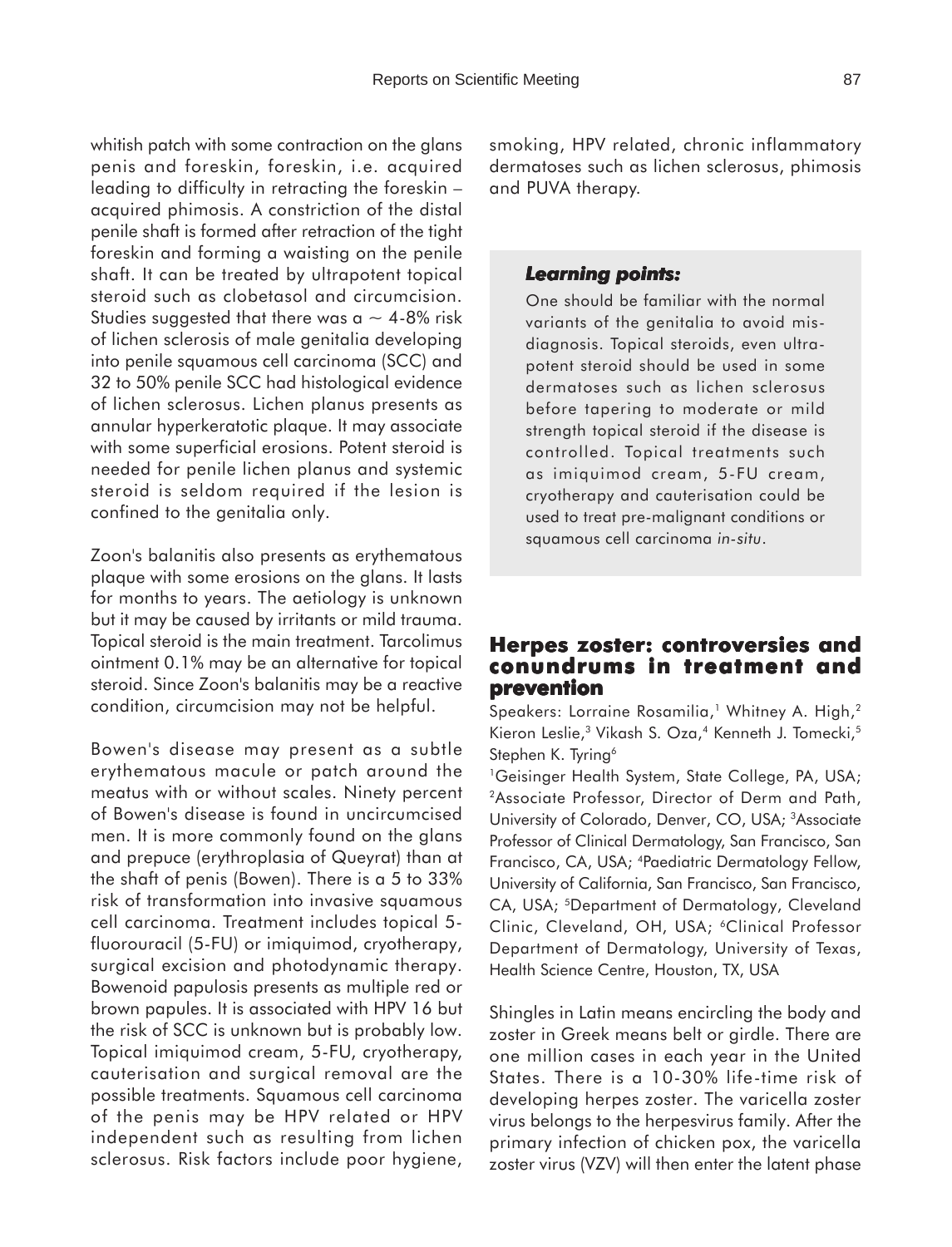whitish patch with some contraction on the glans penis and foreskin, foreskin, i.e. acquired leading to difficulty in retracting the foreskin – acquired phimosis. A constriction of the distal penile shaft is formed after retraction of the tight foreskin and forming a waisting on the penile shaft. It can be treated by ultrapotent topical steroid such as clobetasol and circumcision. Studies suggested that there was a ~ 4-8% risk of lichen sclerosis of male genitalia developing into penile squamous cell carcinoma (SCC) and 32 to 50% penile SCC had histological evidence of lichen sclerosus. Lichen planus presents as annular hyperkeratotic plaque. It may associate with some superficial erosions. Potent steroid is needed for penile lichen planus and systemic steroid is seldom required if the lesion is confined to the genitalia only.

Zoon's balanitis also presents as erythematous plaque with some erosions on the glans. It lasts for months to years. The aetiology is unknown but it may be caused by irritants or mild trauma. Topical steroid is the main treatment. Tarcolimus ointment 0.1% may be an alternative for topical steroid. Since Zoon's balanitis may be a reactive condition, circumcision may not be helpful.

Bowen's disease may present as a subtle erythematous macule or patch around the meatus with or without scales. Ninety percent of Bowen's disease is found in uncircumcised men. It is more commonly found on the glans and prepuce (erythroplasia of Queyrat) than at the shaft of penis (Bowen). There is a 5 to 33% risk of transformation into invasive squamous cell carcinoma. Treatment includes topical 5-fluorouracil (5-FU) or imiquimod, cryotherapy, surgical excision and photodynamic therapy. Bowenoid papulosis presents as multiple red or brown papules. It is associated with HPV 16 but the risk of SCC is unknown but is probably low. Topical imiquimod cream, 5-FU, cryotherapy, cauterisation and surgical removal are the possible treatments. Squamous cell carcinoma of the penis may be HPV related or HPV independent such as resulting from lichen sclerosus. Risk factors include poor hygiene, smoking, HPV related, chronic inflammatory dermatoses such as lichen sclerosus, phimosis and PUVA therapy.

> ***Learning points:***
>
> One should be familiar with the normal variants of the genitalia to avoid misdiagnosis. Topical steroids, even ultrapotent steroid should be used in some dermatoses such as lichen sclerosus before tapering to moderate or mild strength topical steroid if the disease is controlled. Topical treatments such as imiquimod cream, 5-FU cream, cryotherapy and cauterisation could be used to treat pre-malignant conditions or squamous cell carcinoma *in-situ*.

## Herpes zoster: controversies and conundrums in treatment and prevention

Speakers: Lorraine Rosamilia,[1] Whitney A. High,[2] Kieron Leslie,[3] Vikash S. Oza,[4] Kenneth J. Tomecki,[5] Stephen K. Tyring[6]

[1]Geisinger Health System, State College, PA, USA; [2]Associate Professor, Director of Derm and Path, University of Colorado, Denver, CO, USA; [3]Associate Professor of Clinical Dermatology, San Francisco, San Francisco, CA, USA; [4]Paediatric Dermatology Fellow, University of California, San Francisco, San Francisco, CA, USA; [5]Department of Dermatology, Cleveland Clinic, Cleveland, OH, USA; [6]Clinical Professor Department of Dermatology, University of Texas, Health Science Centre, Houston, TX, USA

Shingles in Latin means encircling the body and zoster in Greek means belt or girdle. There are one million cases in each year in the United States. There is a 10-30% life-time risk of developing herpes zoster. The varicella zoster virus belongs to the herpesvirus family. After the primary infection of chicken pox, the varicella zoster virus (VZV) will then enter the latent phase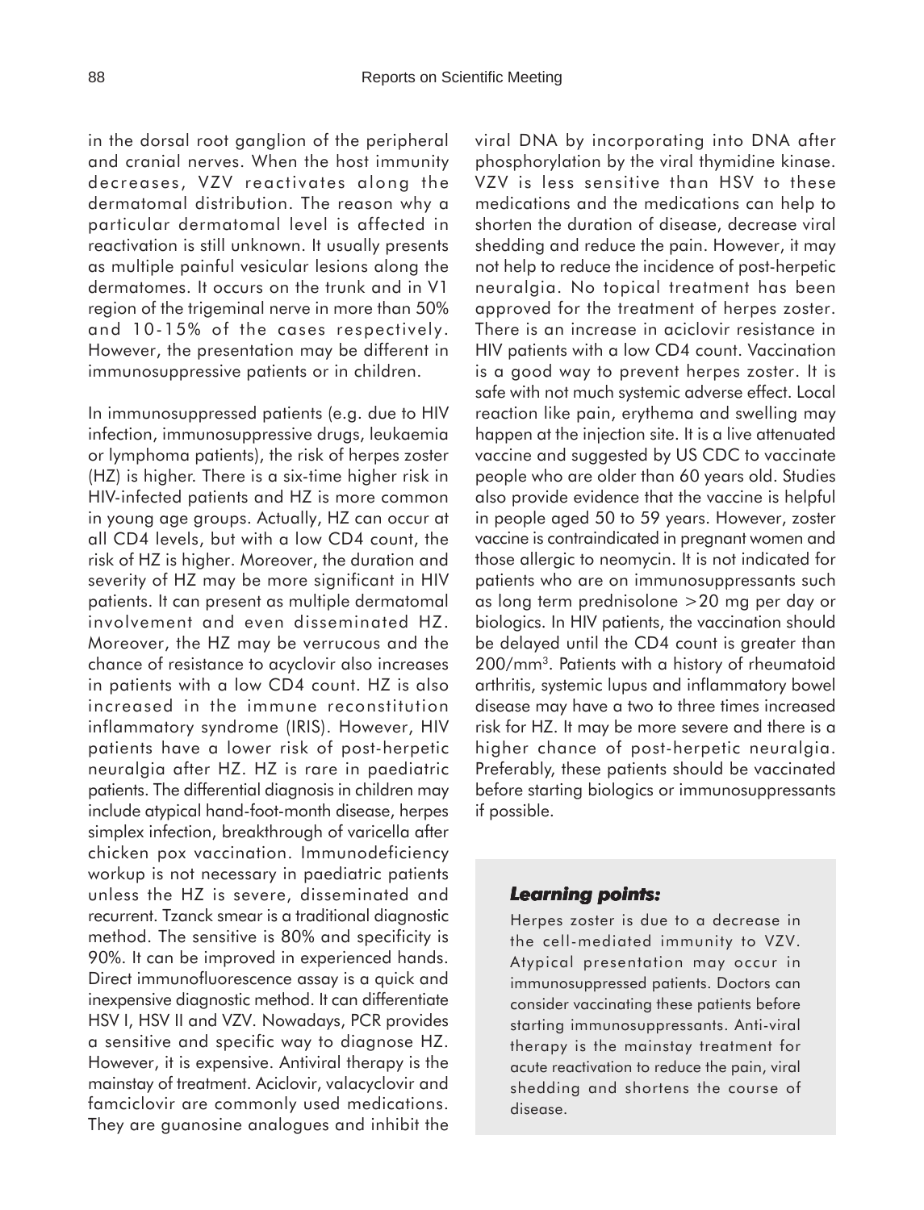in the dorsal root ganglion of the peripheral and cranial nerves. When the host immunity decreases, VZV reactivates along the dermatomal distribution. The reason why a particular dermatomal level is affected in reactivation is still unknown. It usually presents as multiple painful vesicular lesions along the dermatomes. It occurs on the trunk and in V1 region of the trigeminal nerve in more than 50% and 10-15% of the cases respectively. However, the presentation may be different in immunosuppressive patients or in children.

In immunosuppressed patients (e.g. due to HIV infection, immunosuppressive drugs, leukaemia or lymphoma patients), the risk of herpes zoster (HZ) is higher. There is a six-time higher risk in HIV-infected patients and HZ is more common in young age groups. Actually, HZ can occur at all CD4 levels, but with a low CD4 count, the risk of HZ is higher. Moreover, the duration and severity of HZ may be more significant in HIV patients. It can present as multiple dermatomal involvement and even disseminated HZ. Moreover, the HZ may be verrucous and the chance of resistance to acyclovir also increases in patients with a low CD4 count. HZ is also increased in the immune reconstitution inflammatory syndrome (IRIS). However, HIV patients have a lower risk of post-herpetic neuralgia after HZ. HZ is rare in paediatric patients. The differential diagnosis in children may include atypical hand-foot-month disease, herpes simplex infection, breakthrough of varicella after chicken pox vaccination. Immunodeficiency workup is not necessary in paediatric patients unless the HZ is severe, disseminated and recurrent. Tzanck smear is a traditional diagnostic method. The sensitive is 80% and specificity is 90%. It can be improved in experienced hands. Direct immunofluorescence assay is a quick and inexpensive diagnostic method. It can differentiate HSV I, HSV II and VZV. Nowadays, PCR provides a sensitive and specific way to diagnose HZ. However, it is expensive. Antiviral therapy is the mainstay of treatment. Aciclovir, valacyclovir and famciclovir are commonly used medications. They are guanosine analogues and inhibit the viral DNA by incorporating into DNA after phosphorylation by the viral thymidine kinase. VZV is less sensitive than HSV to these medications and the medications can help to shorten the duration of disease, decrease viral shedding and reduce the pain. However, it may not help to reduce the incidence of post-herpetic neuralgia. No topical treatment has been approved for the treatment of herpes zoster. There is an increase in aciclovir resistance in HIV patients with a low CD4 count. Vaccination is a good way to prevent herpes zoster. It is safe with not much systemic adverse effect. Local reaction like pain, erythema and swelling may happen at the injection site. It is a live attenuated vaccine and suggested by US CDC to vaccinate people who are older than 60 years old. Studies also provide evidence that the vaccine is helpful in people aged 50 to 59 years. However, zoster vaccine is contraindicated in pregnant women and those allergic to neomycin. It is not indicated for patients who are on immunosuppressants such as long term prednisolone >20 mg per day or biologics. In HIV patients, the vaccination should be delayed until the CD4 count is greater than 200/mm$^3$. Patients with a history of rheumatoid arthritis, systemic lupus and inflammatory bowel disease may have a two to three times increased risk for HZ. It may be more severe and there is a higher chance of post-herpetic neuralgia. Preferably, these patients should be vaccinated before starting biologics or immunosuppressants if possible.

***Learning points:***

Herpes zoster is due to a decrease in the cell-mediated immunity to VZV. Atypical presentation may occur in immunosuppressed patients. Doctors can consider vaccinating these patients before starting immunosuppressants. Anti-viral therapy is the mainstay treatment for acute reactivation to reduce the pain, viral shedding and shortens the course of disease.